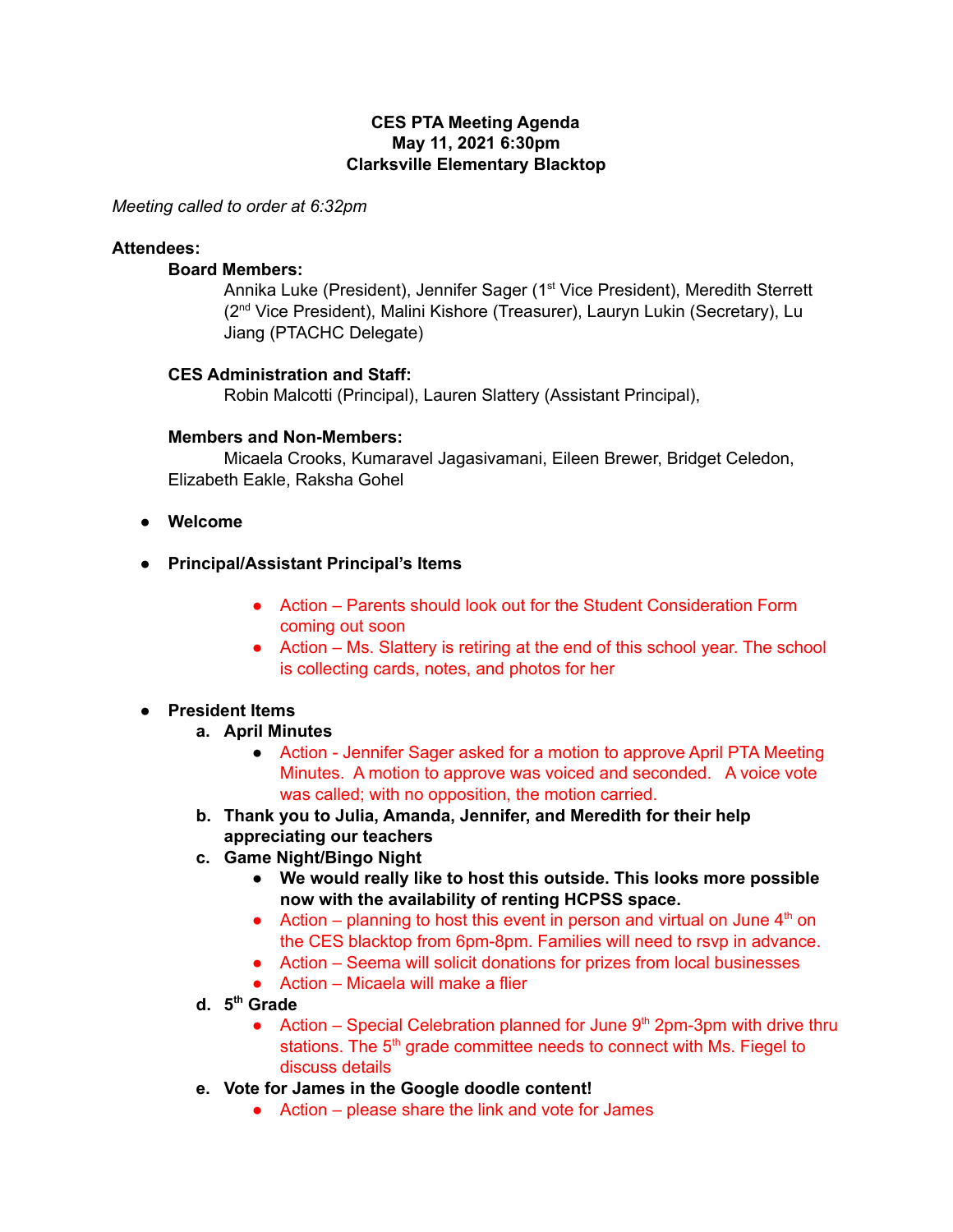**CES PTA Meeting Agenda**
**May 11, 2021 6:30pm**
**Clarksville Elementary Blacktop**

*Meeting called to order at 6:32pm*

**Attendees:**

**Board Members:**
Annika Luke (President), Jennifer Sager (1st Vice President), Meredith Sterrett (2nd Vice President), Malini Kishore (Treasurer), Lauryn Lukin (Secretary), Lu Jiang (PTACHC Delegate)

**CES Administration and Staff:**
Robin Malcotti (Principal), Lauren Slattery (Assistant Principal),

**Members and Non-Members:**
Micaela Crooks, Kumaravel Jagasivamani, Eileen Brewer, Bridget Celedon, Elizabeth Eakle, Raksha Gohel

- **Welcome**
- **Principal/Assistant Principal's Items**
  - Action – Parents should look out for the Student Consideration Form coming out soon
  - Action – Ms. Slattery is retiring at the end of this school year. The school is collecting cards, notes, and photos for her
- **President Items**
  a. **April Minutes**
     - Action - Jennifer Sager asked for a motion to approve April PTA Meeting Minutes. A motion to approve was voiced and seconded. A voice vote was called; with no opposition, the motion carried.

  b. **Thank you to Julia, Amanda, Jennifer, and Meredith for their help appreciating our teachers**

  c. **Game Night/Bingo Night**
     - **We would really like to host this outside. This looks more possible now with the availability of renting HCPSS space.**
     - Action – planning to host this event in person and virtual on June 4th on the CES blacktop from 6pm-8pm. Families will need to rsvp in advance.
     - Action – Seema will solicit donations for prizes from local businesses
     - Action – Micaela will make a flier

  d. **5th Grade**
     - Action – Special Celebration planned for June 9th 2pm-3pm with drive thru stations. The 5th grade committee needs to connect with Ms. Fiegel to discuss details

  e. **Vote for James in the Google doodle content!**
     - Action – please share the link and vote for James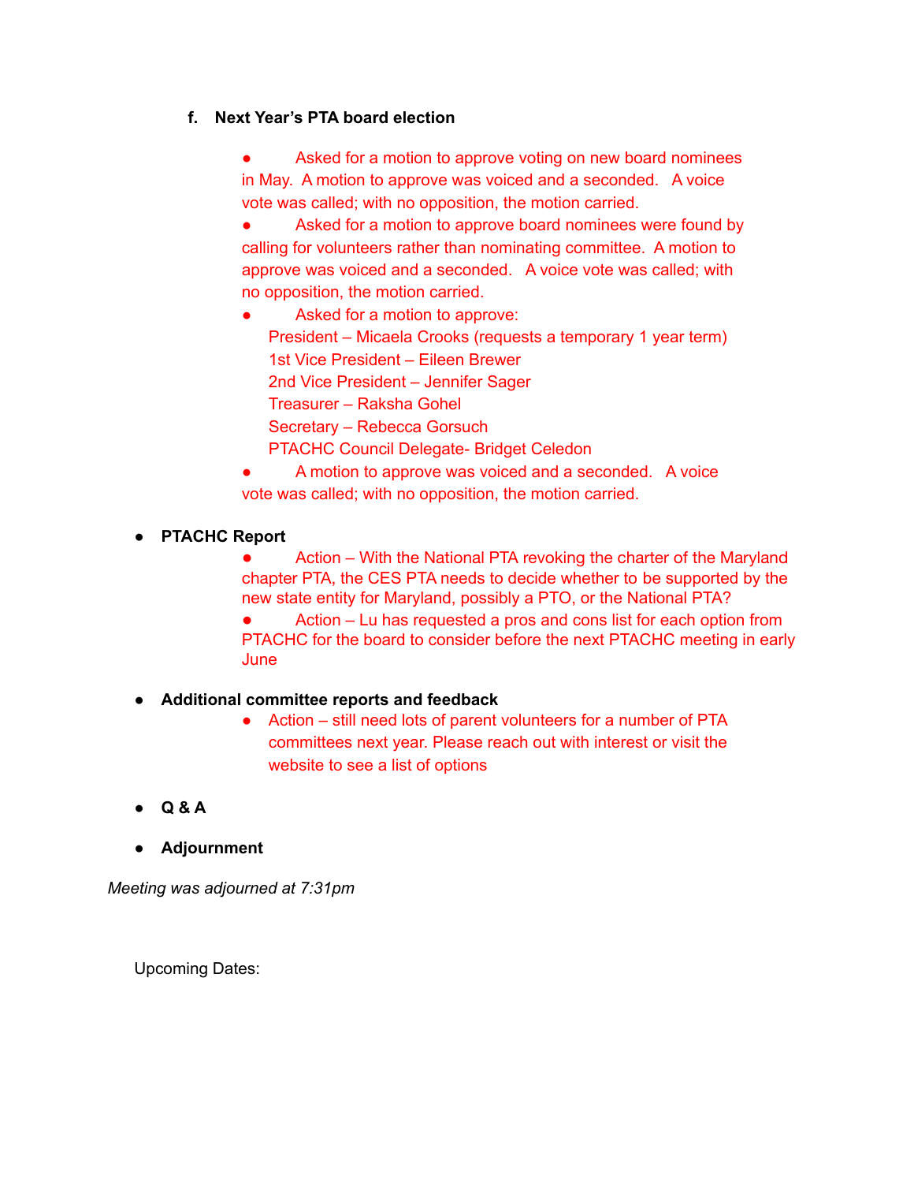f. **Next Year's PTA board election**

- Asked for a motion to approve voting on new board nominees in May. A motion to approve was voiced and a seconded. A voice vote was called; with no opposition, the motion carried.
- Asked for a motion to approve board nominees were found by calling for volunteers rather than nominating committee. A motion to approve was voiced and a seconded. A voice vote was called; with no opposition, the motion carried.
- Asked for a motion to approve:
  President – Micaela Crooks (requests a temporary 1 year term)
  1st Vice President – Eileen Brewer
  2nd Vice President – Jennifer Sager
  Treasurer – Raksha Gohel
  Secretary – Rebecca Gorsuch
  PTACHC Council Delegate- Bridget Celedon
- A motion to approve was voiced and a seconded. A voice vote was called; with no opposition, the motion carried.

- **PTACHC Report**
  - Action – With the National PTA revoking the charter of the Maryland chapter PTA, the CES PTA needs to decide whether to be supported by the new state entity for Maryland, possibly a PTO, or the National PTA?
  - Action – Lu has requested a pros and cons list for each option from PTACHC for the board to consider before the next PTACHC meeting in early June

- **Additional committee reports and feedback**
  - Action – still need lots of parent volunteers for a number of PTA committees next year. Please reach out with interest or visit the website to see a list of options

- **Q & A**

- **Adjournment**

*Meeting was adjourned at 7:31pm*

Upcoming Dates: